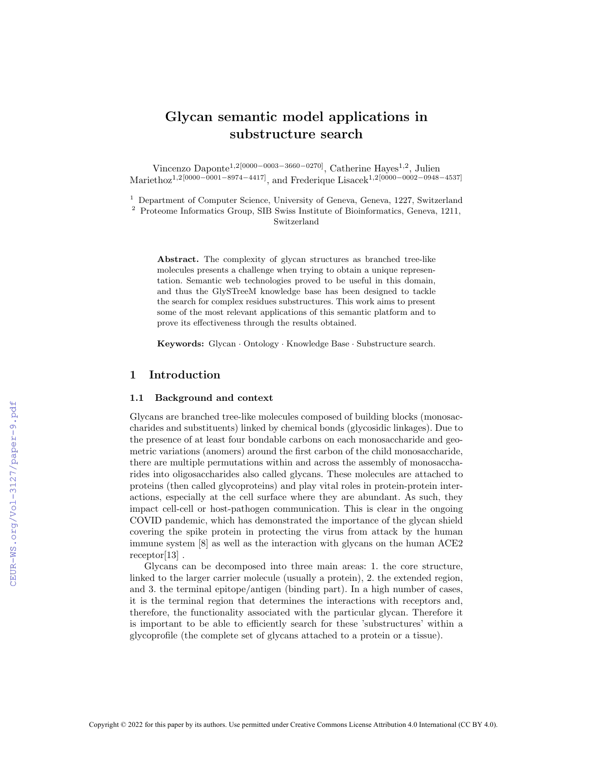# Glycan semantic model applications in substructure search

Vincenzo Daponte[1,2][0000-0003-3660-0270], Catherine Hayes[1,2], Julien Mariethoz[1,2][0000-0001-8974-4417], and Frederique Lisacek[1,2][0000-0002-0948-4537]

[1] Department of Computer Science, University of Geneva, Geneva, 1227, Switzerland
[2] Proteome Informatics Group, SIB Swiss Institute of Bioinformatics, Geneva, 1211, Switzerland

**Abstract.** The complexity of glycan structures as branched tree-like molecules presents a challenge when trying to obtain a unique representation. Semantic web technologies proved to be useful in this domain, and thus the GlySTreeM knowledge base has been designed to tackle the search for complex residues substructures. This work aims to present some of the most relevant applications of this semantic platform and to prove its effectiveness through the results obtained.

**Keywords:** Glycan · Ontology · Knowledge Base · Substructure search.

## 1 Introduction

### 1.1 Background and context

Glycans are branched tree-like molecules composed of building blocks (monosaccharides and substituents) linked by chemical bonds (glycosidic linkages). Due to the presence of at least four bondable carbons on each monosaccharide and geometric variations (anomers) around the first carbon of the child monosaccharide, there are multiple permutations within and across the assembly of monosaccharides into oligosaccharides also called glycans. These molecules are attached to proteins (then called glycoproteins) and play vital roles in protein-protein interactions, especially at the cell surface where they are abundant. As such, they impact cell-cell or host-pathogen communication. This is clear in the ongoing COVID pandemic, which has demonstrated the importance of the glycan shield covering the spike protein in protecting the virus from attack by the human immune system [8] as well as the interaction with glycans on the human ACE2 receptor[13] .

Glycans can be decomposed into three main areas: 1. the core structure, linked to the larger carrier molecule (usually a protein), 2. the extended region, and 3. the terminal epitope/antigen (binding part). In a high number of cases, it is the terminal region that determines the interactions with receptors and, therefore, the functionality associated with the particular glycan. Therefore it is important to be able to efficiently search for these 'substructures' within a glycoprofile (the complete set of glycans attached to a protein or a tissue).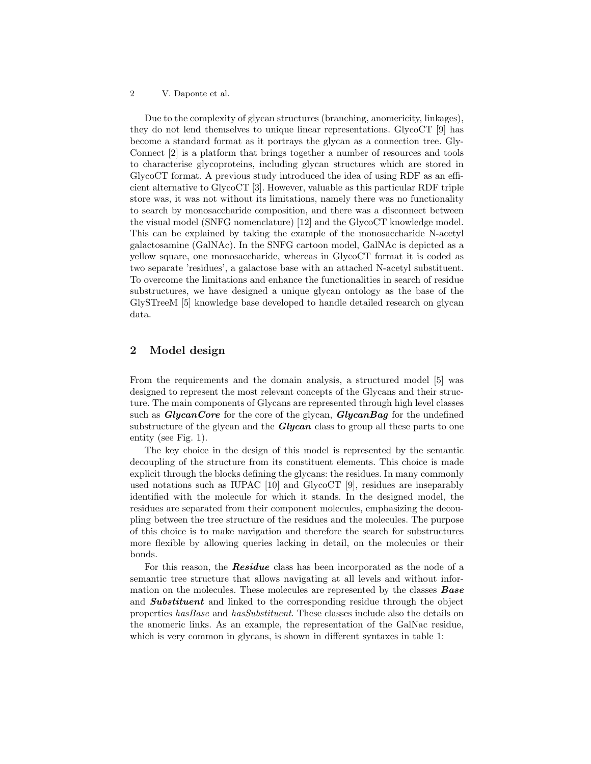Due to the complexity of glycan structures (branching, anomericity, linkages), they do not lend themselves to unique linear representations. GlycoCT [9] has become a standard format as it portrays the glycan as a connection tree. GlyConnect [2] is a platform that brings together a number of resources and tools to characterise glycoproteins, including glycan structures which are stored in GlycoCT format. A previous study introduced the idea of using RDF as an efficient alternative to GlycoCT [3]. However, valuable as this particular RDF triple store was, it was not without its limitations, namely there was no functionality to search by monosaccharide composition, and there was a disconnect between the visual model (SNFG nomenclature) [12] and the GlycoCT knowledge model. This can be explained by taking the example of the monosaccharide N-acetyl galactosamine (GalNAc). In the SNFG cartoon model, GalNAc is depicted as a yellow square, one monosaccharide, whereas in GlycoCT format it is coded as two separate 'residues', a galactose base with an attached N-acetyl substituent. To overcome the limitations and enhance the functionalities in search of residue substructures, we have designed a unique glycan ontology as the base of the GlySTreeM [5] knowledge base developed to handle detailed research on glycan data.

## 2 Model design

From the requirements and the domain analysis, a structured model [5] was designed to represent the most relevant concepts of the Glycans and their structure. The main components of Glycans are represented through high level classes such as ***GlycanCore*** for the core of the glycan, ***GlycanBag*** for the undefined substructure of the glycan and the ***Glycan*** class to group all these parts to one entity (see Fig. 1).

The key choice in the design of this model is represented by the semantic decoupling of the structure from its constituent elements. This choice is made explicit through the blocks defining the glycans: the residues. In many commonly used notations such as IUPAC [10] and GlycoCT [9], residues are inseparably identified with the molecule for which it stands. In the designed model, the residues are separated from their component molecules, emphasizing the decoupling between the tree structure of the residues and the molecules. The purpose of this choice is to make navigation and therefore the search for substructures more flexible by allowing queries lacking in detail, on the molecules or their bonds.

For this reason, the ***Residue*** class has been incorporated as the node of a semantic tree structure that allows navigating at all levels and without information on the molecules. These molecules are represented by the classes ***Base*** and ***Substituent*** and linked to the corresponding residue through the object properties *hasBase* and *hasSubstituent*. These classes include also the details on the anomeric links. As an example, the representation of the GalNac residue, which is very common in glycans, is shown in different syntaxes in table 1: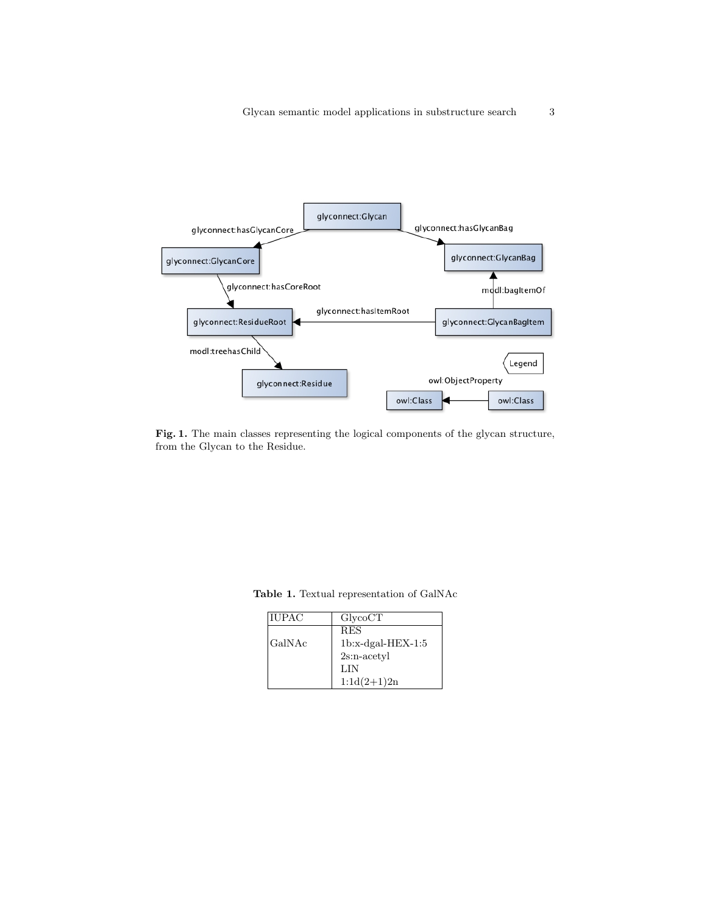**Fig. 1.** The main classes representing the logical components of the glycan structure, from the Glycan to the Residue.

**Table 1.** Textual representation of GalNAc

| IUPAC | GlycoCT |
| --- | --- |
| GalNAc | RES<br>1b:x-dgal-HEX-1:5<br>2s:n-acetyl<br>LIN<br>1:1d(2+1)2n |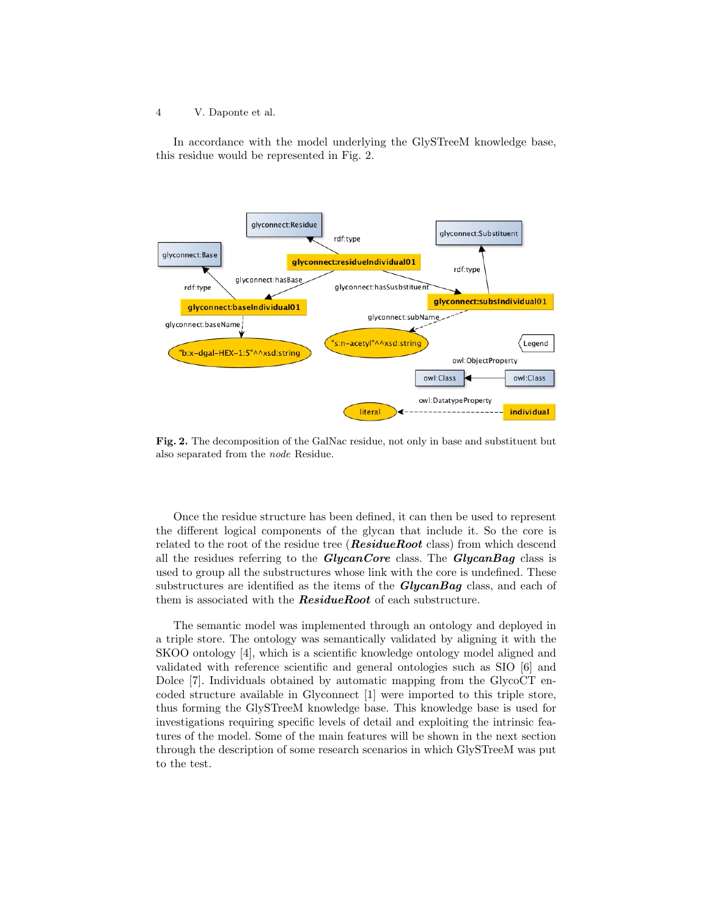In accordance with the model underlying the GlySTreeM knowledge base, this residue would be represented in Fig. 2.

**Fig. 2.** The decomposition of the GalNac residue, not only in base and substituent but also separated from the *node* Residue.

Once the residue structure has been defined, it can then be used to represent the different logical components of the glycan that include it. So the core is related to the root of the residue tree (***ResidueRoot*** class) from which descend all the residues referring to the ***GlycanCore*** class. The ***GlycanBag*** class is used to group all the substructures whose link with the core is undefined. These substructures are identified as the items of the ***GlycanBag*** class, and each of them is associated with the ***ResidueRoot*** of each substructure.

The semantic model was implemented through an ontology and deployed in a triple store. The ontology was semantically validated by aligning it with the SKOO ontology [4], which is a scientific knowledge ontology model aligned and validated with reference scientific and general ontologies such as SIO [6] and Dolce [7]. Individuals obtained by automatic mapping from the GlycoCT encoded structure available in Glyconnect [1] were imported to this triple store, thus forming the GlySTreeM knowledge base. This knowledge base is used for investigations requiring specific levels of detail and exploiting the intrinsic features of the model. Some of the main features will be shown in the next section through the description of some research scenarios in which GlySTreeM was put to the test.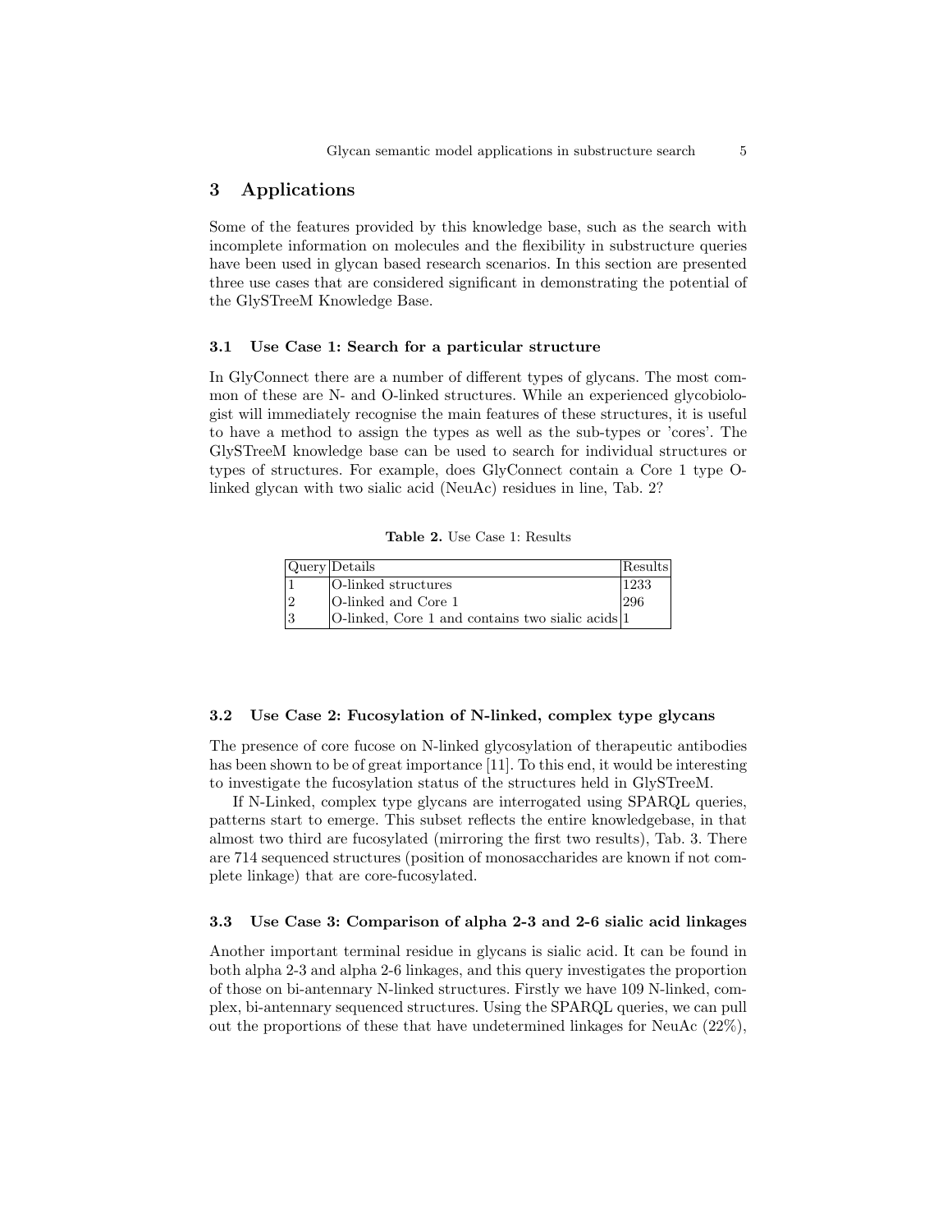## 3 Applications

Some of the features provided by this knowledge base, such as the search with incomplete information on molecules and the flexibility in substructure queries have been used in glycan based research scenarios. In this section are presented three use cases that are considered significant in demonstrating the potential of the GlySTreeM Knowledge Base.

### 3.1 Use Case 1: Search for a particular structure

In GlyConnect there are a number of different types of glycans. The most common of these are N- and O-linked structures. While an experienced glycobiologist will immediately recognise the main features of these structures, it is useful to have a method to assign the types as well as the sub-types or 'cores'. The GlySTreeM knowledge base can be used to search for individual structures or types of structures. For example, does GlyConnect contain a Core 1 type O-linked glycan with two sialic acid (NeuAc) residues in line, Tab. 2?

**Table 2.** Use Case 1: Results

| Query | Details | Results |
|---|---|---|
| 1 | O-linked structures | 1233 |
| 2 | O-linked and Core 1 | 296 |
| 3 | O-linked, Core 1 and contains two sialic acids | 1 |

### 3.2 Use Case 2: Fucosylation of N-linked, complex type glycans

The presence of core fucose on N-linked glycosylation of therapeutic antibodies has been shown to be of great importance [11]. To this end, it would be interesting to investigate the fucosylation status of the structures held in GlySTreeM.

If N-Linked, complex type glycans are interrogated using SPARQL queries, patterns start to emerge. This subset reflects the entire knowledgebase, in that almost two third are fucosylated (mirroring the first two results), Tab. 3. There are 714 sequenced structures (position of monosaccharides are known if not complete linkage) that are core-fucosylated.

### 3.3 Use Case 3: Comparison of alpha 2-3 and 2-6 sialic acid linkages

Another important terminal residue in glycans is sialic acid. It can be found in both alpha 2-3 and alpha 2-6 linkages, and this query investigates the proportion of those on bi-antennary N-linked structures. Firstly we have 109 N-linked, complex, bi-antennary sequenced structures. Using the SPARQL queries, we can pull out the proportions of these that have undetermined linkages for NeuAc (22%),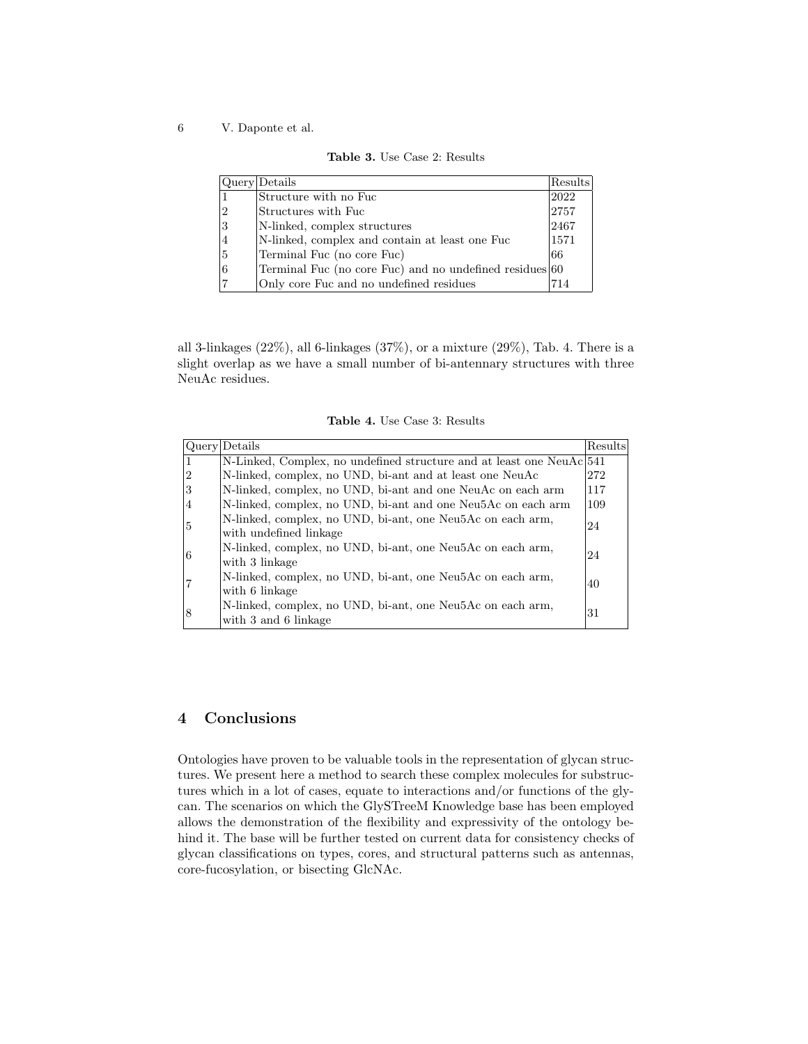**Table 3.** Use Case 2: Results

| Query | Details | Results |
|---|---|---|
| 1 | Structure with no Fuc | 2022 |
| 2 | Structures with Fuc | 2757 |
| 3 | N-linked, complex structures | 2467 |
| 4 | N-linked, complex and contain at least one Fuc | 1571 |
| 5 | Terminal Fuc (no core Fuc) | 66 |
| 6 | Terminal Fuc (no core Fuc) and no undefined residues | 60 |
| 7 | Only core Fuc and no undefined residues | 714 |

all 3-linkages (22%), all 6-linkages (37%), or a mixture (29%), Tab. 4. There is a slight overlap as we have a small number of bi-antennary structures with three NeuAc residues.

**Table 4.** Use Case 3: Results

| Query | Details | Results |
|---|---|---|
| 1 | N-Linked, Complex, no undefined structure and at least one NeuAc | 541 |
| 2 | N-linked, complex, no UND, bi-ant and at least one NeuAc | 272 |
| 3 | N-linked, complex, no UND, bi-ant and one NeuAc on each arm | 117 |
| 4 | N-linked, complex, no UND, bi-ant and one Neu5Ac on each arm | 109 |
| 5 | N-linked, complex, no UND, bi-ant, one Neu5Ac on each arm, with undefined linkage | 24 |
| 6 | N-linked, complex, no UND, bi-ant, one Neu5Ac on each arm, with 3 linkage | 24 |
| 7 | N-linked, complex, no UND, bi-ant, one Neu5Ac on each arm, with 6 linkage | 40 |
| 8 | N-linked, complex, no UND, bi-ant, one Neu5Ac on each arm, with 3 and 6 linkage | 31 |

## 4 Conclusions

Ontologies have proven to be valuable tools in the representation of glycan structures. We present here a method to search these complex molecules for substructures which in a lot of cases, equate to interactions and/or functions of the glycan. The scenarios on which the GlySTreeM Knowledge base has been employed allows the demonstration of the flexibility and expressivity of the ontology behind it. The base will be further tested on current data for consistency checks of glycan classifications on types, cores, and structural patterns such as antennas, core-fucosylation, or bisecting GlcNAc.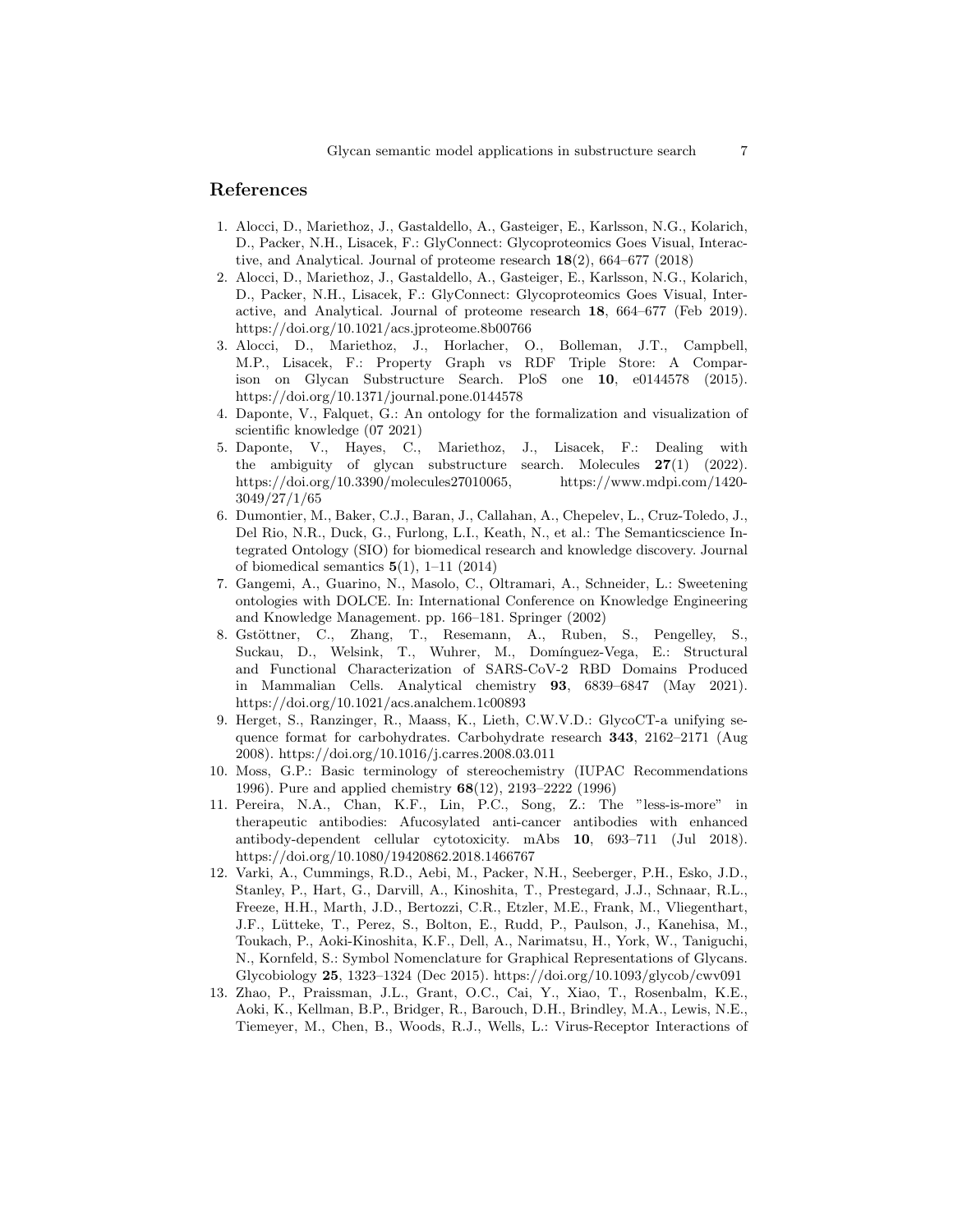## References

1. Alocci, D., Mariethoz, J., Gastaldello, A., Gasteiger, E., Karlsson, N.G., Kolarich, D., Packer, N.H., Lisacek, F.: GlyConnect: Glycoproteomics Goes Visual, Interactive, and Analytical. Journal of proteome research **18**(2), 664–677 (2018)
2. Alocci, D., Mariethoz, J., Gastaldello, A., Gasteiger, E., Karlsson, N.G., Kolarich, D., Packer, N.H., Lisacek, F.: GlyConnect: Glycoproteomics Goes Visual, Interactive, and Analytical. Journal of proteome research **18**, 664–677 (Feb 2019). https://doi.org/10.1021/acs.jproteome.8b00766
3. Alocci, D., Mariethoz, J., Horlacher, O., Bolleman, J.T., Campbell, M.P., Lisacek, F.: Property Graph vs RDF Triple Store: A Comparison on Glycan Substructure Search. PloS one **10**, e0144578 (2015). https://doi.org/10.1371/journal.pone.0144578
4. Daponte, V., Falquet, G.: An ontology for the formalization and visualization of scientific knowledge (07 2021)
5. Daponte, V., Hayes, C., Mariethoz, J., Lisacek, F.: Dealing with the ambiguity of glycan substructure search. Molecules **27**(1) (2022). https://doi.org/10.3390/molecules27010065, https://www.mdpi.com/1420-3049/27/1/65
6. Dumontier, M., Baker, C.J., Baran, J., Callahan, A., Chepelev, L., Cruz-Toledo, J., Del Rio, N.R., Duck, G., Furlong, L.I., Keath, N., et al.: The Semanticscience Integrated Ontology (SIO) for biomedical research and knowledge discovery. Journal of biomedical semantics **5**(1), 1–11 (2014)
7. Gangemi, A., Guarino, N., Masolo, C., Oltramari, A., Schneider, L.: Sweetening ontologies with DOLCE. In: International Conference on Knowledge Engineering and Knowledge Management. pp. 166–181. Springer (2002)
8. Gstöttner, C., Zhang, T., Resemann, A., Ruben, S., Pengelley, S., Suckau, D., Welsink, T., Wuhrer, M., Domínguez-Vega, E.: Structural and Functional Characterization of SARS-CoV-2 RBD Domains Produced in Mammalian Cells. Analytical chemistry **93**, 6839–6847 (May 2021). https://doi.org/10.1021/acs.analchem.1c00893
9. Herget, S., Ranzinger, R., Maass, K., Lieth, C.W.V.D.: GlycoCT-a unifying sequence format for carbohydrates. Carbohydrate research **343**, 2162–2171 (Aug 2008). https://doi.org/10.1016/j.carres.2008.03.011
10. Moss, G.P.: Basic terminology of stereochemistry (IUPAC Recommendations 1996). Pure and applied chemistry **68**(12), 2193–2222 (1996)
11. Pereira, N.A., Chan, K.F., Lin, P.C., Song, Z.: The "less-is-more" in therapeutic antibodies: Afucosylated anti-cancer antibodies with enhanced antibody-dependent cellular cytotoxicity. mAbs **10**, 693–711 (Jul 2018). https://doi.org/10.1080/19420862.2018.1466767
12. Varki, A., Cummings, R.D., Aebi, M., Packer, N.H., Seeberger, P.H., Esko, J.D., Stanley, P., Hart, G., Darvill, A., Kinoshita, T., Prestegard, J.J., Schnaar, R.L., Freeze, H.H., Marth, J.D., Bertozzi, C.R., Etzler, M.E., Frank, M., Vliegenthart, J.F., Lütteke, T., Perez, S., Bolton, E., Rudd, P., Paulson, J., Kanehisa, M., Toukach, P., Aoki-Kinoshita, K.F., Dell, A., Narimatsu, H., York, W., Taniguchi, N., Kornfeld, S.: Symbol Nomenclature for Graphical Representations of Glycans. Glycobiology **25**, 1323–1324 (Dec 2015). https://doi.org/10.1093/glycob/cwv091
13. Zhao, P., Praissman, J.L., Grant, O.C., Cai, Y., Xiao, T., Rosenbalm, K.E., Aoki, K., Kellman, B.P., Bridger, R., Barouch, D.H., Brindley, M.A., Lewis, N.E., Tiemeyer, M., Chen, B., Woods, R.J., Wells, L.: Virus-Receptor Interactions of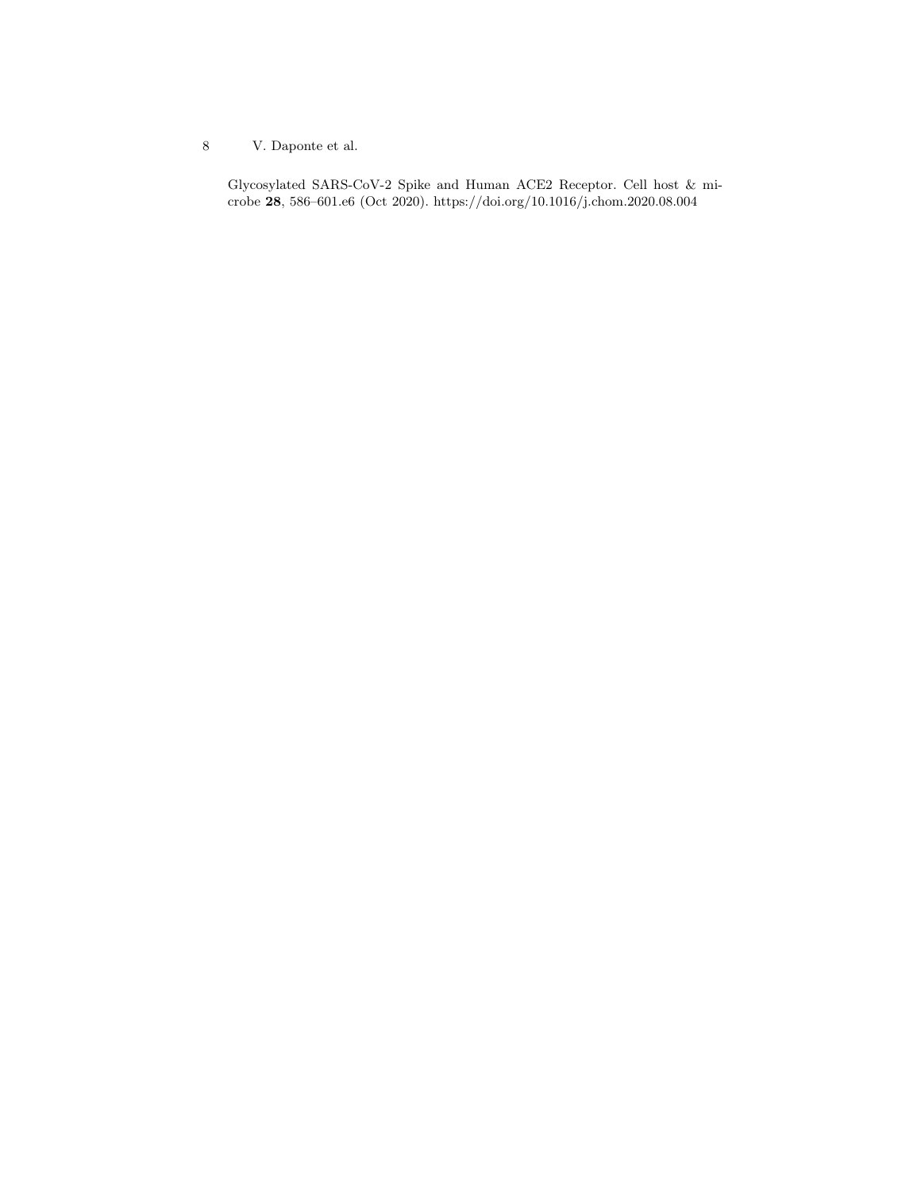Glycosylated SARS-CoV-2 Spike and Human ACE2 Receptor. Cell host & microbe **28**, 586–601.e6 (Oct 2020). https://doi.org/10.1016/j.chom.2020.08.004